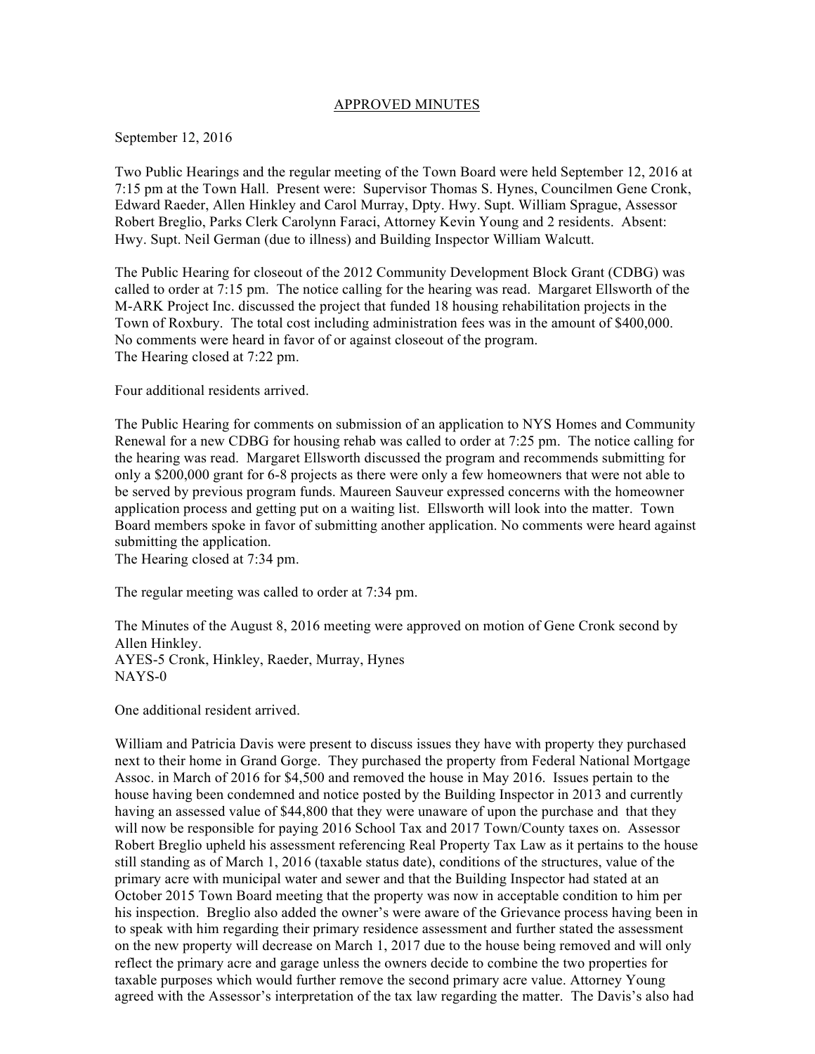APPROVED MINUTES

September 12, 2016

Two Public Hearings and the regular meeting of the Town Board were held September 12, 2016 at 7:15 pm at the Town Hall. Present were: Supervisor Thomas S. Hynes, Councilmen Gene Cronk, Edward Raeder, Allen Hinkley and Carol Murray, Dpty. Hwy. Supt. William Sprague, Assessor Robert Breglio, Parks Clerk Carolynn Faraci, Attorney Kevin Young and 2 residents. Absent: Hwy. Supt. Neil German (due to illness) and Building Inspector William Walcutt.

The Public Hearing for closeout of the 2012 Community Development Block Grant (CDBG) was called to order at 7:15 pm. The notice calling for the hearing was read. Margaret Ellsworth of the M-ARK Project Inc. discussed the project that funded 18 housing rehabilitation projects in the Town of Roxbury. The total cost including administration fees was in the amount of $400,000. No comments were heard in favor of or against closeout of the program.
The Hearing closed at 7:22 pm.

Four additional residents arrived.

The Public Hearing for comments on submission of an application to NYS Homes and Community Renewal for a new CDBG for housing rehab was called to order at 7:25 pm. The notice calling for the hearing was read. Margaret Ellsworth discussed the program and recommends submitting for only a $200,000 grant for 6-8 projects as there were only a few homeowners that were not able to be served by previous program funds. Maureen Sauveur expressed concerns with the homeowner application process and getting put on a waiting list. Ellsworth will look into the matter. Town Board members spoke in favor of submitting another application. No comments were heard against submitting the application.
The Hearing closed at 7:34 pm.

The regular meeting was called to order at 7:34 pm.

The Minutes of the August 8, 2016 meeting were approved on motion of Gene Cronk second by Allen Hinkley.
AYES-5 Cronk, Hinkley, Raeder, Murray, Hynes
NAYS-0

One additional resident arrived.

William and Patricia Davis were present to discuss issues they have with property they purchased next to their home in Grand Gorge. They purchased the property from Federal National Mortgage Assoc. in March of 2016 for $4,500 and removed the house in May 2016. Issues pertain to the house having been condemned and notice posted by the Building Inspector in 2013 and currently having an assessed value of $44,800 that they were unaware of upon the purchase and that they will now be responsible for paying 2016 School Tax and 2017 Town/County taxes on. Assessor Robert Breglio upheld his assessment referencing Real Property Tax Law as it pertains to the house still standing as of March 1, 2016 (taxable status date), conditions of the structures, value of the primary acre with municipal water and sewer and that the Building Inspector had stated at an October 2015 Town Board meeting that the property was now in acceptable condition to him per his inspection. Breglio also added the owner's were aware of the Grievance process having been in to speak with him regarding their primary residence assessment and further stated the assessment on the new property will decrease on March 1, 2017 due to the house being removed and will only reflect the primary acre and garage unless the owners decide to combine the two properties for taxable purposes which would further remove the second primary acre value. Attorney Young agreed with the Assessor's interpretation of the tax law regarding the matter. The Davis's also had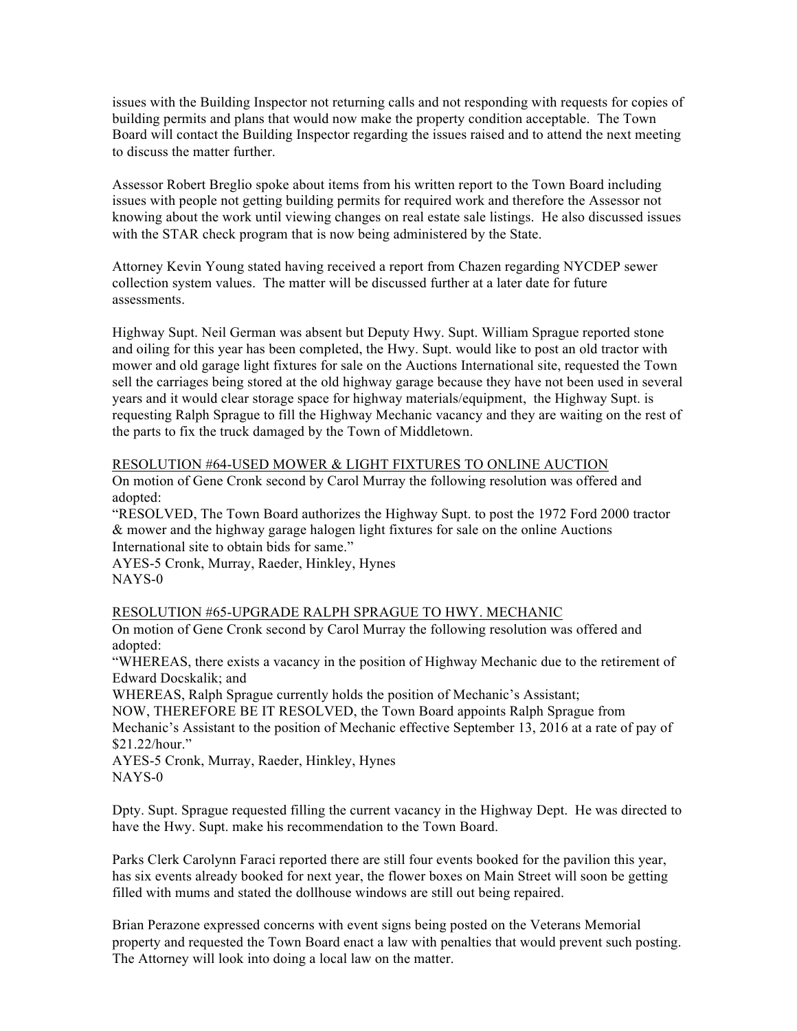issues with the Building Inspector not returning calls and not responding with requests for copies of building permits and plans that would now make the property condition acceptable. The Town Board will contact the Building Inspector regarding the issues raised and to attend the next meeting to discuss the matter further.

Assessor Robert Breglio spoke about items from his written report to the Town Board including issues with people not getting building permits for required work and therefore the Assessor not knowing about the work until viewing changes on real estate sale listings. He also discussed issues with the STAR check program that is now being administered by the State.

Attorney Kevin Young stated having received a report from Chazen regarding NYCDEP sewer collection system values. The matter will be discussed further at a later date for future assessments.

Highway Supt. Neil German was absent but Deputy Hwy. Supt. William Sprague reported stone and oiling for this year has been completed, the Hwy. Supt. would like to post an old tractor with mower and old garage light fixtures for sale on the Auctions International site, requested the Town sell the carriages being stored at the old highway garage because they have not been used in several years and it would clear storage space for highway materials/equipment, the Highway Supt. is requesting Ralph Sprague to fill the Highway Mechanic vacancy and they are waiting on the rest of the parts to fix the truck damaged by the Town of Middletown.

<u>RESOLUTION #64-USED MOWER & LIGHT FIXTURES TO ONLINE AUCTION</u>

On motion of Gene Cronk second by Carol Murray the following resolution was offered and adopted:

"RESOLVED, The Town Board authorizes the Highway Supt. to post the 1972 Ford 2000 tractor & mower and the highway garage halogen light fixtures for sale on the online Auctions International site to obtain bids for same."

AYES-5 Cronk, Murray, Raeder, Hinkley, Hynes
NAYS-0

<u>RESOLUTION #65-UPGRADE RALPH SPRAGUE TO HWY. MECHANIC</u>

On motion of Gene Cronk second by Carol Murray the following resolution was offered and adopted:

"WHEREAS, there exists a vacancy in the position of Highway Mechanic due to the retirement of Edward Docskalik; and

WHEREAS, Ralph Sprague currently holds the position of Mechanic's Assistant;

NOW, THEREFORE BE IT RESOLVED, the Town Board appoints Ralph Sprague from Mechanic's Assistant to the position of Mechanic effective September 13, 2016 at a rate of pay of $21.22/hour."

AYES-5 Cronk, Murray, Raeder, Hinkley, Hynes
NAYS-0

Dpty. Supt. Sprague requested filling the current vacancy in the Highway Dept. He was directed to have the Hwy. Supt. make his recommendation to the Town Board.

Parks Clerk Carolynn Faraci reported there are still four events booked for the pavilion this year, has six events already booked for next year, the flower boxes on Main Street will soon be getting filled with mums and stated the dollhouse windows are still out being repaired.

Brian Perazone expressed concerns with event signs being posted on the Veterans Memorial property and requested the Town Board enact a law with penalties that would prevent such posting. The Attorney will look into doing a local law on the matter.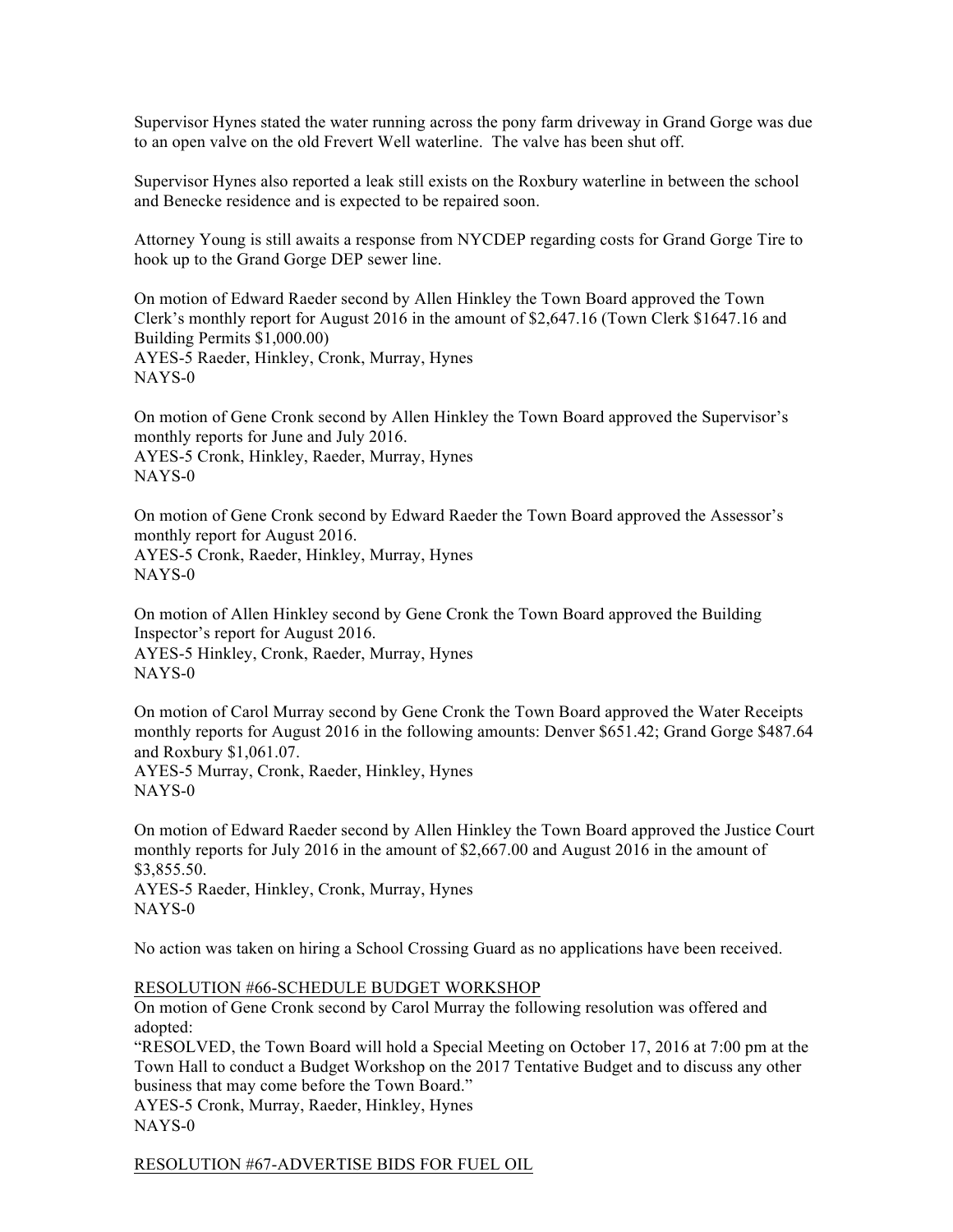Supervisor Hynes stated the water running across the pony farm driveway in Grand Gorge was due to an open valve on the old Frevert Well waterline. The valve has been shut off.

Supervisor Hynes also reported a leak still exists on the Roxbury waterline in between the school and Benecke residence and is expected to be repaired soon.

Attorney Young is still awaits a response from NYCDEP regarding costs for Grand Gorge Tire to hook up to the Grand Gorge DEP sewer line.

On motion of Edward Raeder second by Allen Hinkley the Town Board approved the Town Clerk's monthly report for August 2016 in the amount of $2,647.16 (Town Clerk $1647.16 and Building Permits $1,000.00)
AYES-5 Raeder, Hinkley, Cronk, Murray, Hynes
NAYS-0

On motion of Gene Cronk second by Allen Hinkley the Town Board approved the Supervisor's monthly reports for June and July 2016.
AYES-5 Cronk, Hinkley, Raeder, Murray, Hynes
NAYS-0

On motion of Gene Cronk second by Edward Raeder the Town Board approved the Assessor's monthly report for August 2016.
AYES-5 Cronk, Raeder, Hinkley, Murray, Hynes
NAYS-0

On motion of Allen Hinkley second by Gene Cronk the Town Board approved the Building Inspector's report for August 2016.
AYES-5 Hinkley, Cronk, Raeder, Murray, Hynes
NAYS-0

On motion of Carol Murray second by Gene Cronk the Town Board approved the Water Receipts monthly reports for August 2016 in the following amounts: Denver $651.42; Grand Gorge $487.64 and Roxbury $1,061.07.
AYES-5 Murray, Cronk, Raeder, Hinkley, Hynes
NAYS-0

On motion of Edward Raeder second by Allen Hinkley the Town Board approved the Justice Court monthly reports for July 2016 in the amount of $2,667.00 and August 2016 in the amount of $3,855.50.
AYES-5 Raeder, Hinkley, Cronk, Murray, Hynes
NAYS-0

No action was taken on hiring a School Crossing Guard as no applications have been received.

RESOLUTION #66-SCHEDULE BUDGET WORKSHOP

On motion of Gene Cronk second by Carol Murray the following resolution was offered and adopted:
"RESOLVED, the Town Board will hold a Special Meeting on October 17, 2016 at 7:00 pm at the Town Hall to conduct a Budget Workshop on the 2017 Tentative Budget and to discuss any other business that may come before the Town Board."
AYES-5 Cronk, Murray, Raeder, Hinkley, Hynes
NAYS-0

RESOLUTION #67-ADVERTISE BIDS FOR FUEL OIL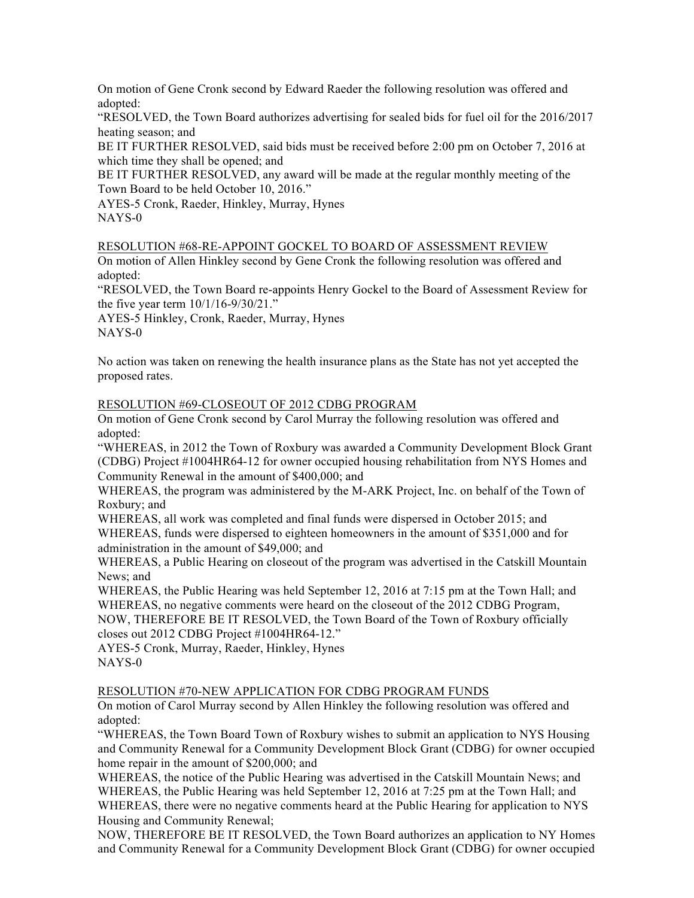On motion of Gene Cronk second by Edward Raeder the following resolution was offered and adopted:

"RESOLVED, the Town Board authorizes advertising for sealed bids for fuel oil for the 2016/2017 heating season; and

BE IT FURTHER RESOLVED, said bids must be received before 2:00 pm on October 7, 2016 at which time they shall be opened; and

BE IT FURTHER RESOLVED, any award will be made at the regular monthly meeting of the Town Board to be held October 10, 2016."

AYES-5 Cronk, Raeder, Hinkley, Murray, Hynes

NAYS-0

<u>RESOLUTION #68-RE-APPOINT GOCKEL TO BOARD OF ASSESSMENT REVIEW</u>

On motion of Allen Hinkley second by Gene Cronk the following resolution was offered and adopted:

"RESOLVED, the Town Board re-appoints Henry Gockel to the Board of Assessment Review for the five year term 10/1/16-9/30/21."

AYES-5 Hinkley, Cronk, Raeder, Murray, Hynes

NAYS-0

No action was taken on renewing the health insurance plans as the State has not yet accepted the proposed rates.

<u>RESOLUTION #69-CLOSEOUT OF 2012 CDBG PROGRAM</u>

On motion of Gene Cronk second by Carol Murray the following resolution was offered and adopted:

"WHEREAS, in 2012 the Town of Roxbury was awarded a Community Development Block Grant (CDBG) Project #1004HR64-12 for owner occupied housing rehabilitation from NYS Homes and Community Renewal in the amount of $400,000; and

WHEREAS, the program was administered by the M-ARK Project, Inc. on behalf of the Town of Roxbury; and

WHEREAS, all work was completed and final funds were dispersed in October 2015; and

WHEREAS, funds were dispersed to eighteen homeowners in the amount of $351,000 and for administration in the amount of $49,000; and

WHEREAS, a Public Hearing on closeout of the program was advertised in the Catskill Mountain News; and

WHEREAS, the Public Hearing was held September 12, 2016 at 7:15 pm at the Town Hall; and

WHEREAS, no negative comments were heard on the closeout of the 2012 CDBG Program,

NOW, THEREFORE BE IT RESOLVED, the Town Board of the Town of Roxbury officially closes out 2012 CDBG Project #1004HR64-12."

AYES-5 Cronk, Murray, Raeder, Hinkley, Hynes

NAYS-0

<u>RESOLUTION #70-NEW APPLICATION FOR CDBG PROGRAM FUNDS</u>

On motion of Carol Murray second by Allen Hinkley the following resolution was offered and adopted:

"WHEREAS, the Town Board Town of Roxbury wishes to submit an application to NYS Housing and Community Renewal for a Community Development Block Grant (CDBG) for owner occupied home repair in the amount of $200,000; and

WHEREAS, the notice of the Public Hearing was advertised in the Catskill Mountain News; and

WHEREAS, the Public Hearing was held September 12, 2016 at 7:25 pm at the Town Hall; and

WHEREAS, there were no negative comments heard at the Public Hearing for application to NYS Housing and Community Renewal;

NOW, THEREFORE BE IT RESOLVED, the Town Board authorizes an application to NY Homes and Community Renewal for a Community Development Block Grant (CDBG) for owner occupied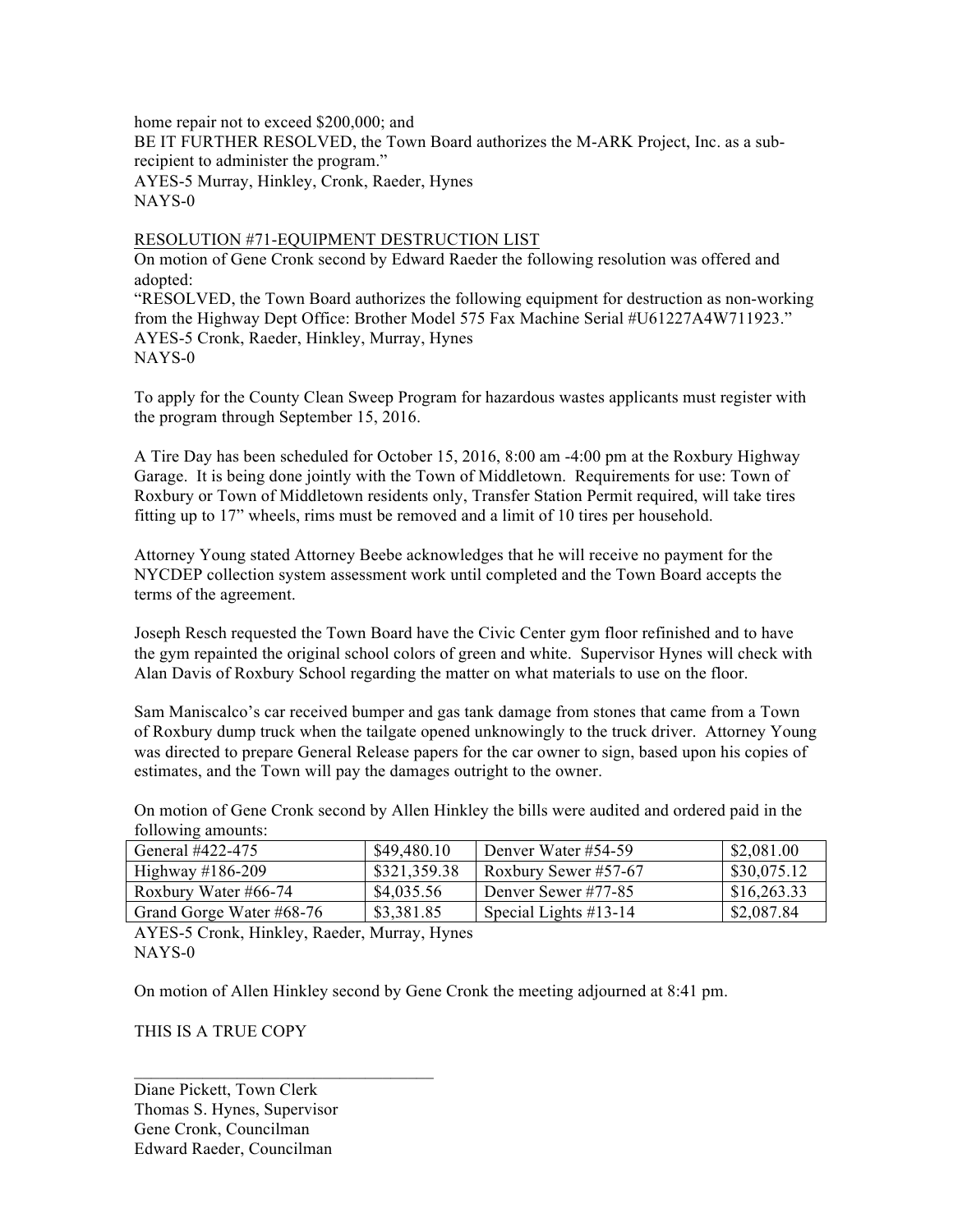home repair not to exceed $200,000; and
BE IT FURTHER RESOLVED, the Town Board authorizes the M-ARK Project, Inc. as a sub-recipient to administer the program."
AYES-5 Murray, Hinkley, Cronk, Raeder, Hynes
NAYS-0

RESOLUTION #71-EQUIPMENT DESTRUCTION LIST

On motion of Gene Cronk second by Edward Raeder the following resolution was offered and adopted:
"RESOLVED, the Town Board authorizes the following equipment for destruction as non-working from the Highway Dept Office: Brother Model 575 Fax Machine Serial #U61227A4W711923."
AYES-5 Cronk, Raeder, Hinkley, Murray, Hynes
NAYS-0

To apply for the County Clean Sweep Program for hazardous wastes applicants must register with the program through September 15, 2016.

A Tire Day has been scheduled for October 15, 2016, 8:00 am -4:00 pm at the Roxbury Highway Garage. It is being done jointly with the Town of Middletown. Requirements for use: Town of Roxbury or Town of Middletown residents only, Transfer Station Permit required, will take tires fitting up to 17" wheels, rims must be removed and a limit of 10 tires per household.

Attorney Young stated Attorney Beebe acknowledges that he will receive no payment for the NYCDEP collection system assessment work until completed and the Town Board accepts the terms of the agreement.

Joseph Resch requested the Town Board have the Civic Center gym floor refinished and to have the gym repainted the original school colors of green and white. Supervisor Hynes will check with Alan Davis of Roxbury School regarding the matter on what materials to use on the floor.

Sam Maniscalco's car received bumper and gas tank damage from stones that came from a Town of Roxbury dump truck when the tailgate opened unknowingly to the truck driver. Attorney Young was directed to prepare General Release papers for the car owner to sign, based upon his copies of estimates, and the Town will pay the damages outright to the owner.

On motion of Gene Cronk second by Allen Hinkley the bills were audited and ordered paid in the following amounts:

| | | | |
|---|---|---|---|
| General #422-475 | $49,480.10 | Denver Water #54-59 | $2,081.00 |
| Highway #186-209 | $321,359.38 | Roxbury Sewer #57-67 | $30,075.12 |
| Roxbury Water #66-74 | $4,035.56 | Denver Sewer #77-85 | $16,263.33 |
| Grand Gorge Water #68-76 | $3,381.85 | Special Lights #13-14 | $2,087.84 |

AYES-5 Cronk, Hinkley, Raeder, Murray, Hynes
NAYS-0

On motion of Allen Hinkley second by Gene Cronk the meeting adjourned at 8:41 pm.

THIS IS A TRUE COPY

\_\_\_\_\_\_\_\_\_\_\_\_\_\_\_\_\_\_\_\_\_\_\_\_\_\_\_\_\_\_\_\_\_\_\_\_

Diane Pickett, Town Clerk
Thomas S. Hynes, Supervisor
Gene Cronk, Councilman
Edward Raeder, Councilman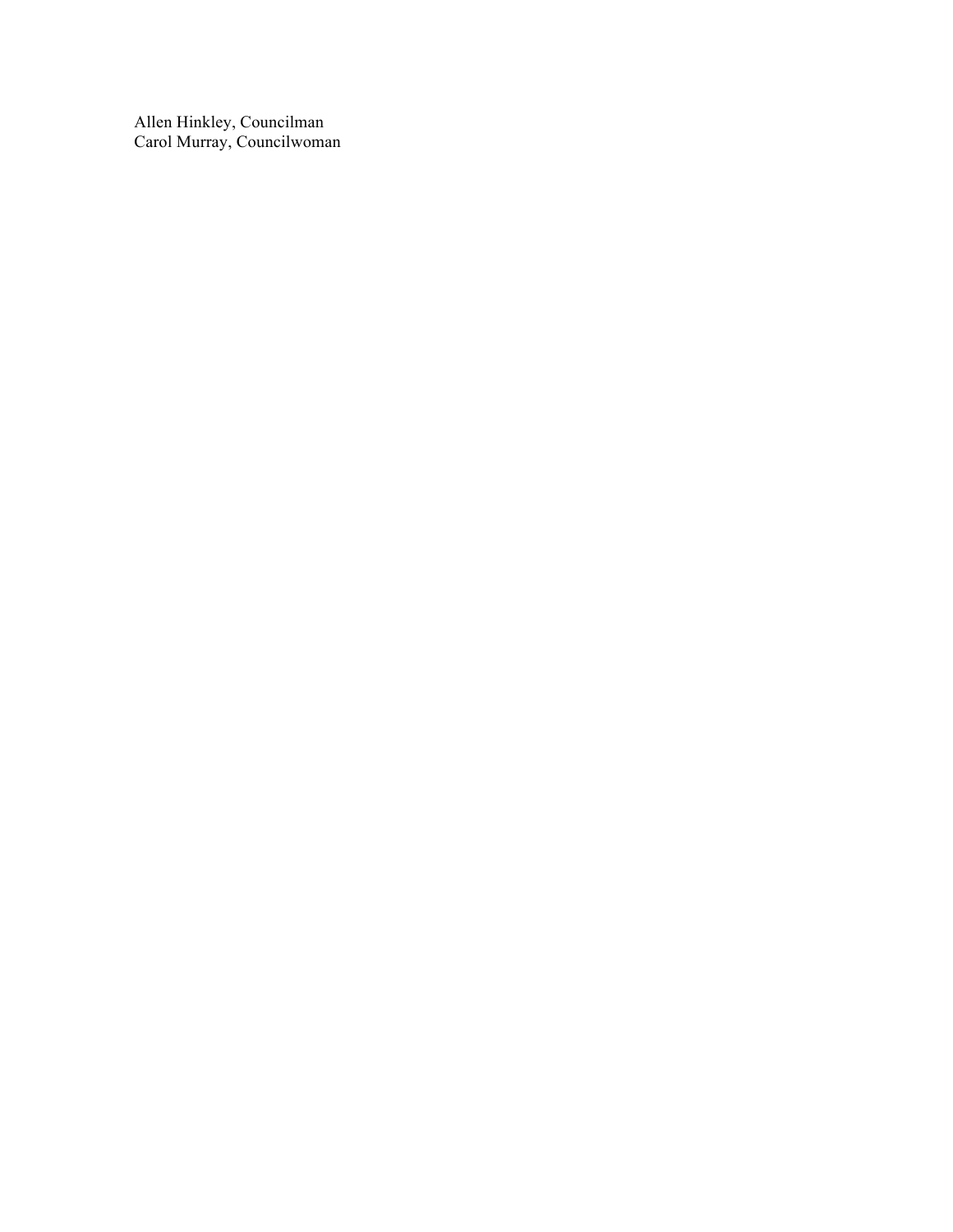Allen Hinkley, Councilman
Carol Murray, Councilwoman